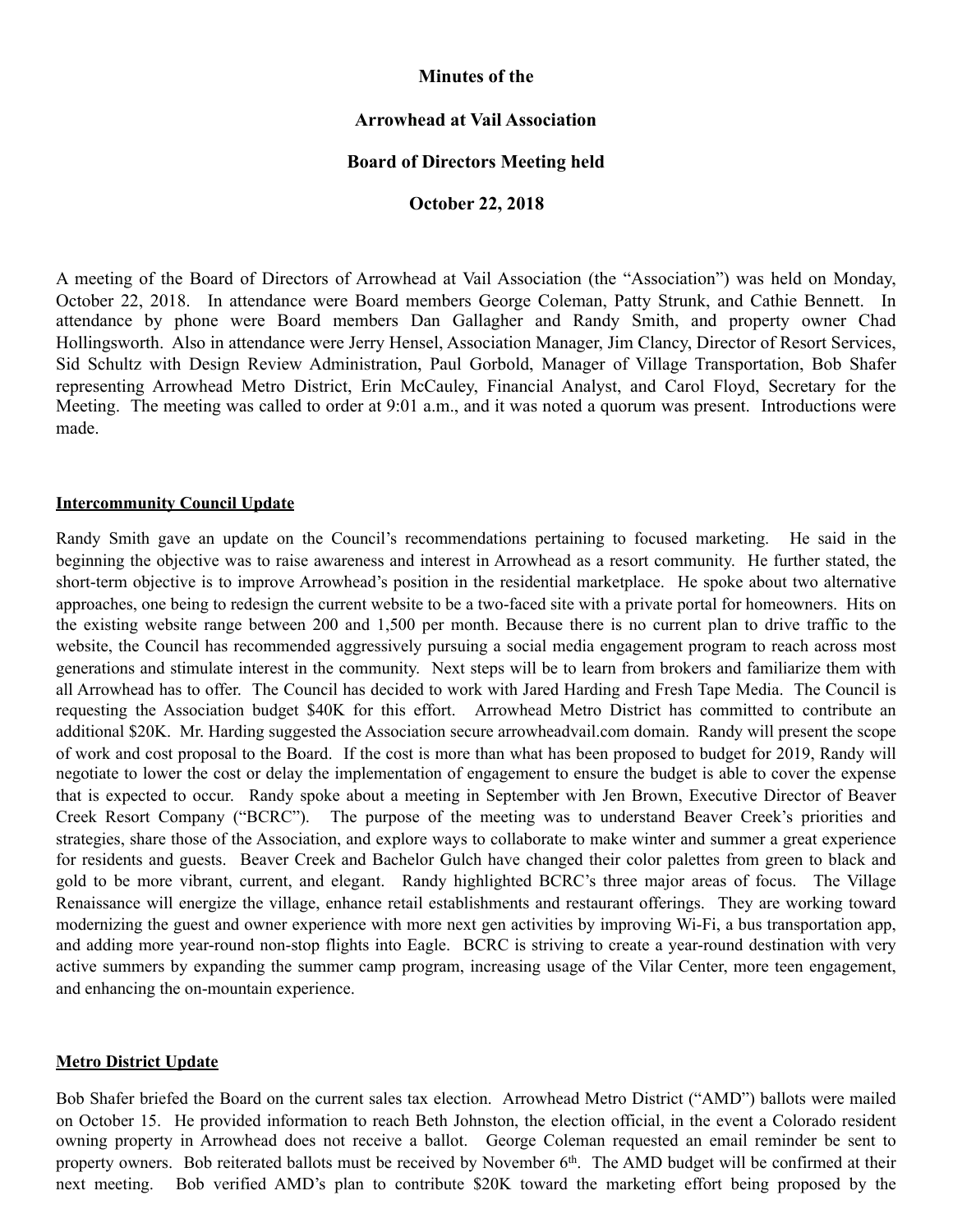**Minutes of the**

**Arrowhead at Vail Association**

**Board of Directors Meeting held**

**October 22, 2018**

A meeting of the Board of Directors of Arrowhead at Vail Association (the "Association") was held on Monday, October 22, 2018. In attendance were Board members George Coleman, Patty Strunk, and Cathie Bennett. In attendance by phone were Board members Dan Gallagher and Randy Smith, and property owner Chad Hollingsworth. Also in attendance were Jerry Hensel, Association Manager, Jim Clancy, Director of Resort Services, Sid Schultz with Design Review Administration, Paul Gorbold, Manager of Village Transportation, Bob Shafer representing Arrowhead Metro District, Erin McCauley, Financial Analyst, and Carol Floyd, Secretary for the Meeting. The meeting was called to order at 9:01 a.m., and it was noted a quorum was present. Introductions were made.

**Intercommunity Council Update**

Randy Smith gave an update on the Council's recommendations pertaining to focused marketing. He said in the beginning the objective was to raise awareness and interest in Arrowhead as a resort community. He further stated, the short-term objective is to improve Arrowhead's position in the residential marketplace. He spoke about two alternative approaches, one being to redesign the current website to be a two-faced site with a private portal for homeowners. Hits on the existing website range between 200 and 1,500 per month. Because there is no current plan to drive traffic to the website, the Council has recommended aggressively pursuing a social media engagement program to reach across most generations and stimulate interest in the community. Next steps will be to learn from brokers and familiarize them with all Arrowhead has to offer. The Council has decided to work with Jared Harding and Fresh Tape Media. The Council is requesting the Association budget $40K for this effort. Arrowhead Metro District has committed to contribute an additional $20K. Mr. Harding suggested the Association secure arrowheadvail.com domain. Randy will present the scope of work and cost proposal to the Board. If the cost is more than what has been proposed to budget for 2019, Randy will negotiate to lower the cost or delay the implementation of engagement to ensure the budget is able to cover the expense that is expected to occur. Randy spoke about a meeting in September with Jen Brown, Executive Director of Beaver Creek Resort Company ("BCRC"). The purpose of the meeting was to understand Beaver Creek's priorities and strategies, share those of the Association, and explore ways to collaborate to make winter and summer a great experience for residents and guests. Beaver Creek and Bachelor Gulch have changed their color palettes from green to black and gold to be more vibrant, current, and elegant. Randy highlighted BCRC's three major areas of focus. The Village Renaissance will energize the village, enhance retail establishments and restaurant offerings. They are working toward modernizing the guest and owner experience with more next gen activities by improving Wi-Fi, a bus transportation app, and adding more year-round non-stop flights into Eagle. BCRC is striving to create a year-round destination with very active summers by expanding the summer camp program, increasing usage of the Vilar Center, more teen engagement, and enhancing the on-mountain experience.

**Metro District Update**

Bob Shafer briefed the Board on the current sales tax election. Arrowhead Metro District ("AMD") ballots were mailed on October 15. He provided information to reach Beth Johnston, the election official, in the event a Colorado resident owning property in Arrowhead does not receive a ballot. George Coleman requested an email reminder be sent to property owners. Bob reiterated ballots must be received by November 6th. The AMD budget will be confirmed at their next meeting. Bob verified AMD's plan to contribute $20K toward the marketing effort being proposed by the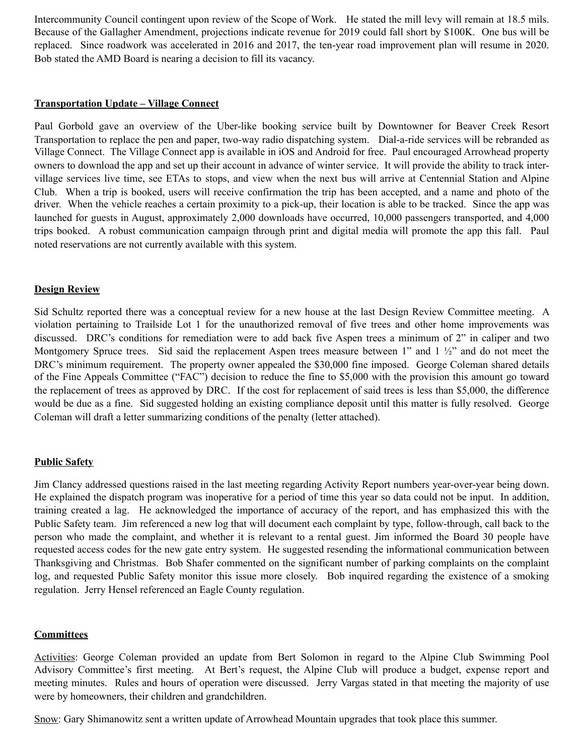Intercommunity Council contingent upon review of the Scope of Work. He stated the mill levy will remain at 18.5 mils. Because of the Gallagher Amendment, projections indicate revenue for 2019 could fall short by $100K. One bus will be replaced. Since roadwork was accelerated in 2016 and 2017, the ten-year road improvement plan will resume in 2020. Bob stated the AMD Board is nearing a decision to fill its vacancy.

**Transportation Update – Village Connect**

Paul Gorbold gave an overview of the Uber-like booking service built by Downtowner for Beaver Creek Resort Transportation to replace the pen and paper, two-way radio dispatching system. Dial-a-ride services will be rebranded as Village Connect. The Village Connect app is available in iOS and Android for free. Paul encouraged Arrowhead property owners to download the app and set up their account in advance of winter service. It will provide the ability to track inter-village services live time, see ETAs to stops, and view when the next bus will arrive at Centennial Station and Alpine Club. When a trip is booked, users will receive confirmation the trip has been accepted, and a name and photo of the driver. When the vehicle reaches a certain proximity to a pick-up, their location is able to be tracked. Since the app was launched for guests in August, approximately 2,000 downloads have occurred, 10,000 passengers transported, and 4,000 trips booked. A robust communication campaign through print and digital media will promote the app this fall. Paul noted reservations are not currently available with this system.

**Design Review**

Sid Schultz reported there was a conceptual review for a new house at the last Design Review Committee meeting. A violation pertaining to Trailside Lot 1 for the unauthorized removal of five trees and other home improvements was discussed. DRC's conditions for remediation were to add back five Aspen trees a minimum of 2" in caliper and two Montgomery Spruce trees. Sid said the replacement Aspen trees measure between 1" and 1 ½" and do not meet the DRC's minimum requirement. The property owner appealed the $30,000 fine imposed. George Coleman shared details of the Fine Appeals Committee ("FAC") decision to reduce the fine to $5,000 with the provision this amount go toward the replacement of trees as approved by DRC. If the cost for replacement of said trees is less than $5,000, the difference would be due as a fine. Sid suggested holding an existing compliance deposit until this matter is fully resolved. George Coleman will draft a letter summarizing conditions of the penalty (letter attached).

**Public Safety**

Jim Clancy addressed questions raised in the last meeting regarding Activity Report numbers year-over-year being down. He explained the dispatch program was inoperative for a period of time this year so data could not be input. In addition, training created a lag. He acknowledged the importance of accuracy of the report, and has emphasized this with the Public Safety team. Jim referenced a new log that will document each complaint by type, follow-through, call back to the person who made the complaint, and whether it is relevant to a rental guest. Jim informed the Board 30 people have requested access codes for the new gate entry system. He suggested resending the informational communication between Thanksgiving and Christmas. Bob Shafer commented on the significant number of parking complaints on the complaint log, and requested Public Safety monitor this issue more closely. Bob inquired regarding the existence of a smoking regulation. Jerry Hensel referenced an Eagle County regulation.

**Committees**

Activities: George Coleman provided an update from Bert Solomon in regard to the Alpine Club Swimming Pool Advisory Committee's first meeting. At Bert's request, the Alpine Club will produce a budget, expense report and meeting minutes. Rules and hours of operation were discussed. Jerry Vargas stated in that meeting the majority of use were by homeowners, their children and grandchildren.

Snow: Gary Shimanowitz sent a written update of Arrowhead Mountain upgrades that took place this summer.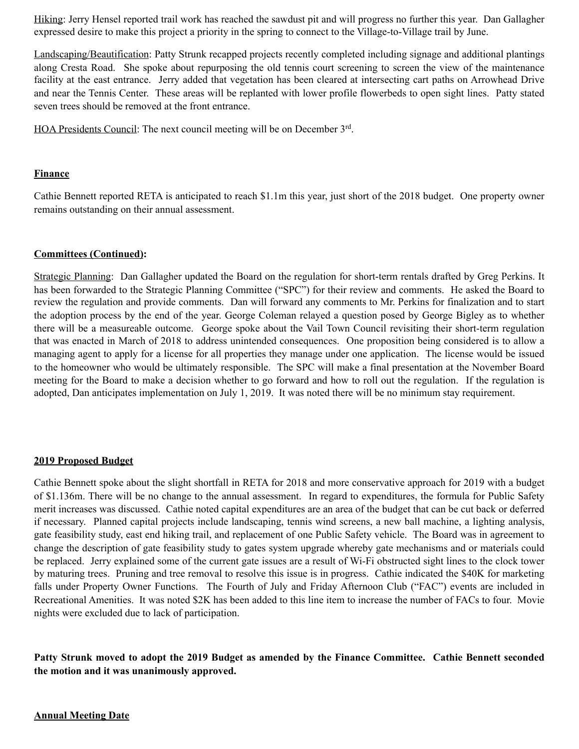Hiking: Jerry Hensel reported trail work has reached the sawdust pit and will progress no further this year. Dan Gallagher expressed desire to make this project a priority in the spring to connect to the Village-to-Village trail by June.

Landscaping/Beautification: Patty Strunk recapped projects recently completed including signage and additional plantings along Cresta Road. She spoke about repurposing the old tennis court screening to screen the view of the maintenance facility at the east entrance. Jerry added that vegetation has been cleared at intersecting cart paths on Arrowhead Drive and near the Tennis Center. These areas will be replanted with lower profile flowerbeds to open sight lines. Patty stated seven trees should be removed at the front entrance.

HOA Presidents Council: The next council meeting will be on December 3rd.

## Finance

Cathie Bennett reported RETA is anticipated to reach $1.1m this year, just short of the 2018 budget. One property owner remains outstanding on their annual assessment.

## Committees (Continued):

Strategic Planning: Dan Gallagher updated the Board on the regulation for short-term rentals drafted by Greg Perkins. It has been forwarded to the Strategic Planning Committee ("SPC") for their review and comments. He asked the Board to review the regulation and provide comments. Dan will forward any comments to Mr. Perkins for finalization and to start the adoption process by the end of the year. George Coleman relayed a question posed by George Bigley as to whether there will be a measureable outcome. George spoke about the Vail Town Council revisiting their short-term regulation that was enacted in March of 2018 to address unintended consequences. One proposition being considered is to allow a managing agent to apply for a license for all properties they manage under one application. The license would be issued to the homeowner who would be ultimately responsible. The SPC will make a final presentation at the November Board meeting for the Board to make a decision whether to go forward and how to roll out the regulation. If the regulation is adopted, Dan anticipates implementation on July 1, 2019. It was noted there will be no minimum stay requirement.

## 2019 Proposed Budget

Cathie Bennett spoke about the slight shortfall in RETA for 2018 and more conservative approach for 2019 with a budget of $1.136m. There will be no change to the annual assessment. In regard to expenditures, the formula for Public Safety merit increases was discussed. Cathie noted capital expenditures are an area of the budget that can be cut back or deferred if necessary. Planned capital projects include landscaping, tennis wind screens, a new ball machine, a lighting analysis, gate feasibility study, east end hiking trail, and replacement of one Public Safety vehicle. The Board was in agreement to change the description of gate feasibility study to gates system upgrade whereby gate mechanisms and or materials could be replaced. Jerry explained some of the current gate issues are a result of Wi-Fi obstructed sight lines to the clock tower by maturing trees. Pruning and tree removal to resolve this issue is in progress. Cathie indicated the $40K for marketing falls under Property Owner Functions. The Fourth of July and Friday Afternoon Club ("FAC") events are included in Recreational Amenities. It was noted $2K has been added to this line item to increase the number of FACs to four. Movie nights were excluded due to lack of participation.

**Patty Strunk moved to adopt the 2019 Budget as amended by the Finance Committee. Cathie Bennett seconded the motion and it was unanimously approved.**

## Annual Meeting Date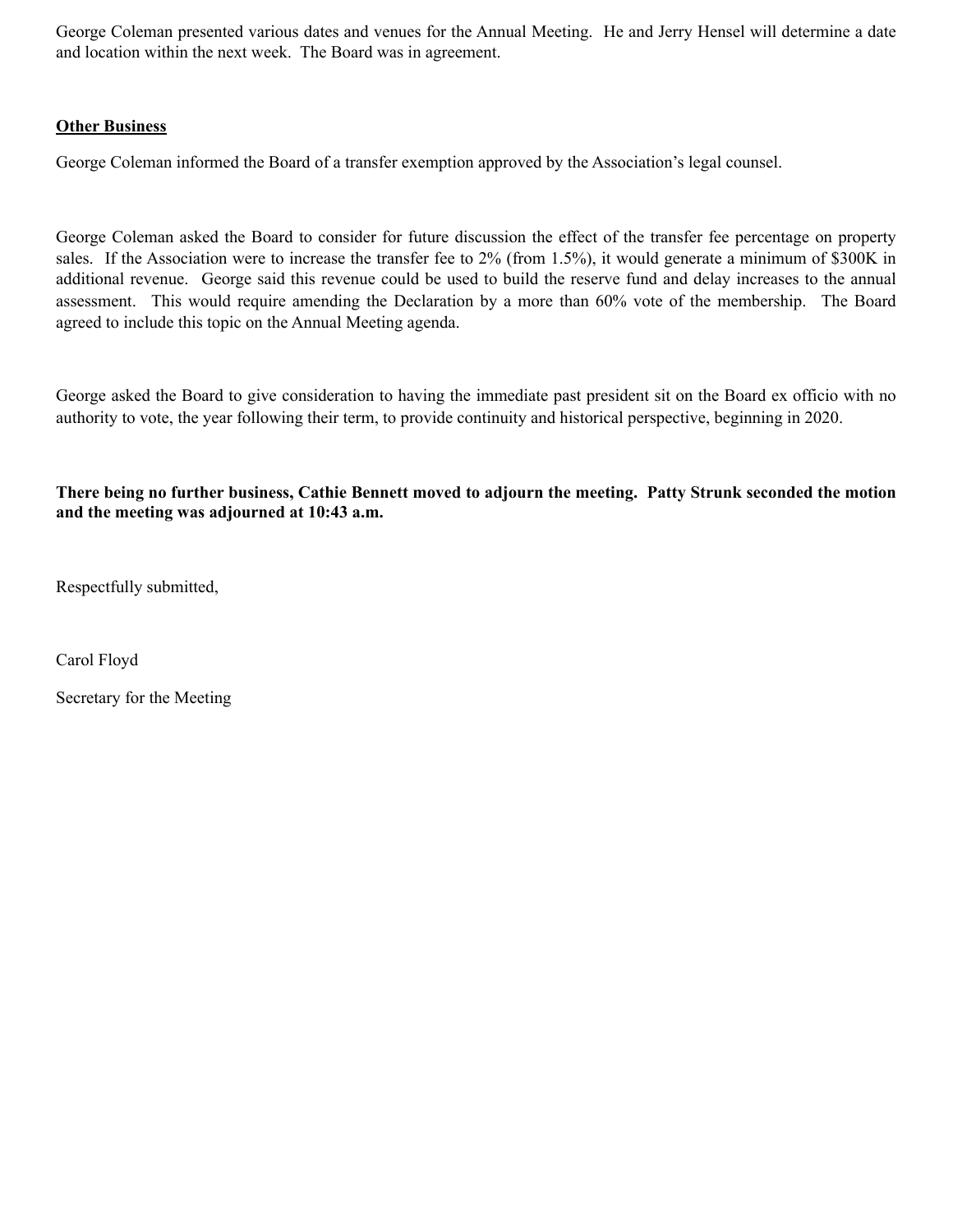George Coleman presented various dates and venues for the Annual Meeting. He and Jerry Hensel will determine a date and location within the next week. The Board was in agreement.

**Other Business**

George Coleman informed the Board of a transfer exemption approved by the Association's legal counsel.

George Coleman asked the Board to consider for future discussion the effect of the transfer fee percentage on property sales. If the Association were to increase the transfer fee to 2% (from 1.5%), it would generate a minimum of $300K in additional revenue. George said this revenue could be used to build the reserve fund and delay increases to the annual assessment. This would require amending the Declaration by a more than 60% vote of the membership. The Board agreed to include this topic on the Annual Meeting agenda.

George asked the Board to give consideration to having the immediate past president sit on the Board ex officio with no authority to vote, the year following their term, to provide continuity and historical perspective, beginning in 2020.

**There being no further business, Cathie Bennett moved to adjourn the meeting. Patty Strunk seconded the motion and the meeting was adjourned at 10:43 a.m.**

Respectfully submitted,

Carol Floyd

Secretary for the Meeting